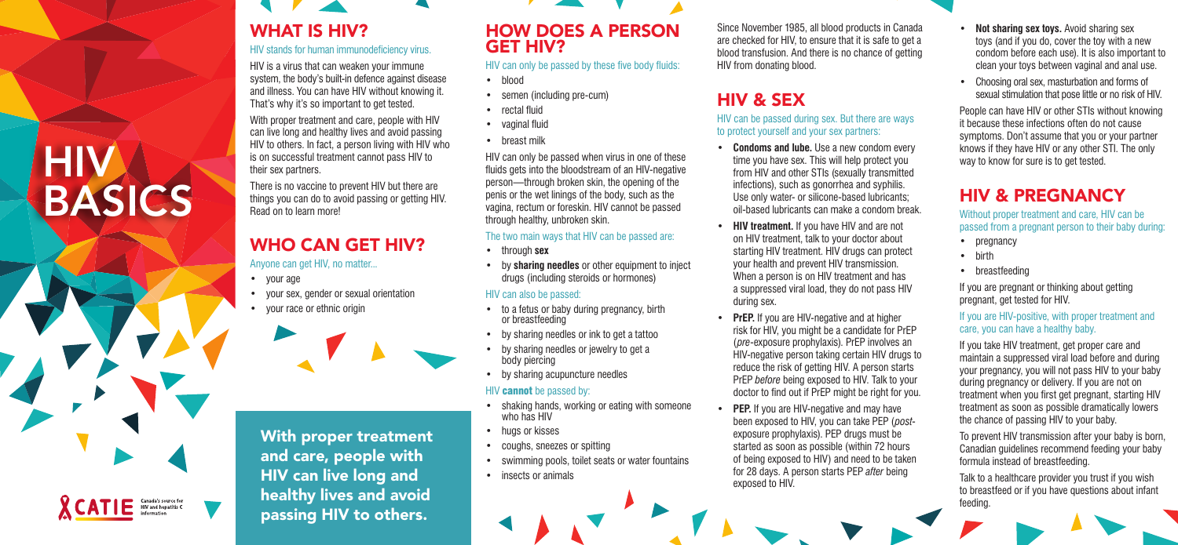# HIV BASICS

CATIE Canada's source for HIV and hepatitis C information

## WHAT IS HIV?

HIV stands for human immunodeficiency virus.

HIV is a virus that can weaken your immune system, the body's built-in defence against disease and illness. You can have HIV without knowing it. That's why it's so important to get tested.

With proper treatment and care, people with HIV can live long and healthy lives and avoid passing HIV to others. In fact, a person living with HIV who is on successful treatment cannot pass HIV to their sex partners.

There is no vaccine to prevent HIV but there are things you can do to avoid passing or getting HIV. Read on to learn more!

## WHO CAN GET HIV?

Anyone can get HIV, no matter...

- your age
- your sex, gender or sexual orientation
- your race or ethnic origin

**With proper treatment and care, people with HIV can live long and healthy lives and avoid passing HIV to others.**

## HOW DOES A PERSON GET HIV?

HIV can only be passed by these five body fluids:

- blood
- semen (including pre-cum)
- rectal fluid
- vaginal fluid
- breast milk

HIV can only be passed when virus in one of these fluids gets into the bloodstream of an HIV-negative person—through broken skin, the opening of the penis or the wet linings of the body, such as the vagina, rectum or foreskin. HIV cannot be passed through healthy, unbroken skin.

The two main ways that HIV can be passed are:

- through **sex**
- by **sharing needles** or other equipment to inject drugs (including steroids or hormones)

HIV can also be passed:

- to a fetus or baby during pregnancy, birth or breastfeeding
- by sharing needles or ink to get a tattoo
- by sharing needles or jewelry to get a body piercing
- by sharing acupuncture needles

HIV **cannot** be passed by:

- shaking hands, working or eating with someone who has HIV
- hugs or kisses
- coughs, sneezes or spitting
- swimming pools, toilet seats or water fountains
- insects or animals

Since November 1985, all blood products in Canada are checked for HIV, to ensure that it is safe to get a blood transfusion. And there is no chance of getting HIV from donating blood.

## HIV & SEX

HIV can be passed during sex. But there are ways to protect yourself and your sex partners:

- **Condoms and lube.** Use a new condom every time you have sex. This will help protect you from HIV and other STIs (sexually transmitted infections), such as gonorrhea and syphilis. Use only water- or silicone-based lubricants; oil-based lubricants can make a condom break.
- **HIV treatment.** If you have HIV and are not on HIV treatment, talk to your doctor about starting HIV treatment. HIV drugs can protect your health and prevent HIV transmission. When a person is on HIV treatment and has a suppressed viral load, they do not pass HIV during sex.
- **PrEP.** If you are HIV-negative and at higher risk for HIV, you might be a candidate for PrEP (*pre*-exposure prophylaxis). PrEP involves an HIV-negative person taking certain HIV drugs to reduce the risk of getting HIV. A person starts PrEP *before* being exposed to HIV. Talk to your doctor to find out if PrEP might be right for you.
- **PEP.** If you are HIV-negative and may have been exposed to HIV, you can take PEP (*post*-exposure prophylaxis). PEP drugs must be started as soon as possible (within 72 hours of being exposed to HIV) and need to be taken for 28 days. A person starts PEP *after* being exposed to HIV.
- **Not sharing sex toys.** Avoid sharing sex toys (and if you do, cover the toy with a new condom before each use). It is also important to clean your toys between vaginal and anal use.
- Choosing oral sex, masturbation and forms of sexual stimulation that pose little or no risk of HIV.

People can have HIV or other STIs without knowing it because these infections often do not cause symptoms. Don't assume that you or your partner knows if they have HIV or any other STI. The only way to know for sure is to get tested.

## HIV & PREGNANCY

Without proper treatment and care, HIV can be passed from a pregnant person to their baby during:

- pregnancy
- birth
- breastfeeding

If you are pregnant or thinking about getting pregnant, get tested for HIV.

If you are HIV-positive, with proper treatment and care, you can have a healthy baby.

If you take HIV treatment, get proper care and maintain a suppressed viral load before and during your pregnancy, you will not pass HIV to your baby during pregnancy or delivery. If you are not on treatment when you first get pregnant, starting HIV treatment as soon as possible dramatically lowers the chance of passing HIV to your baby.

To prevent HIV transmission after your baby is born, Canadian guidelines recommend feeding your baby formula instead of breastfeeding.

Talk to a healthcare provider you trust if you wish to breastfeed or if you have questions about infant feeding.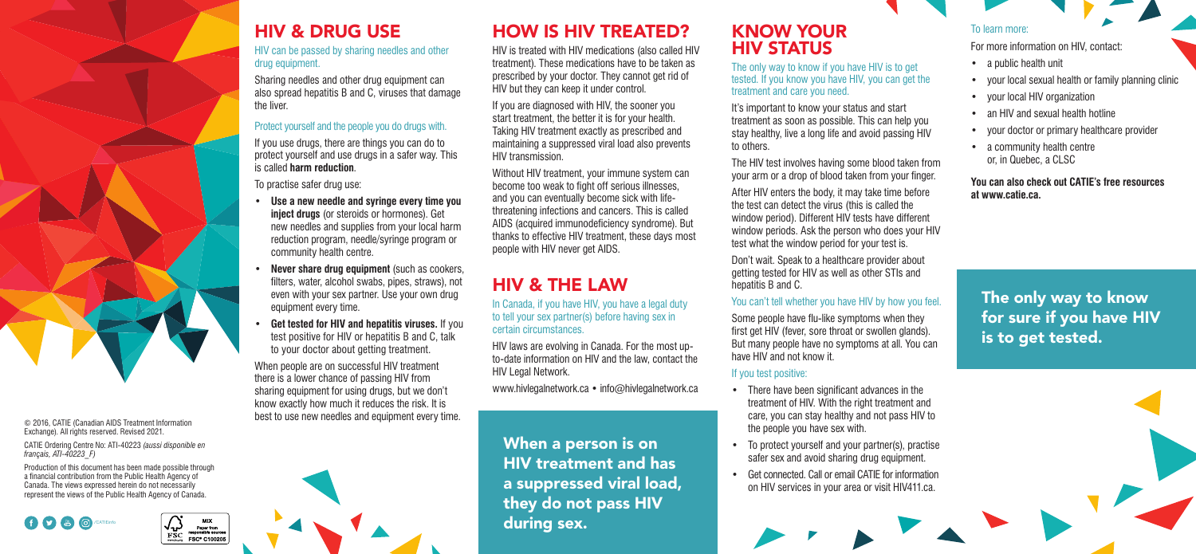## HIV & DRUG USE

HIV can be passed by sharing needles and other drug equipment.

Sharing needles and other drug equipment can also spread hepatitis B and C, viruses that damage the liver.

### Protect yourself and the people you do drugs with.

If you use drugs, there are things you can do to protect yourself and use drugs in a safer way. This is called **harm reduction**.

To practise safer drug use:

- **Use a new needle and syringe every time you inject drugs** (or steroids or hormones). Get new needles and supplies from your local harm reduction program, needle/syringe program or community health centre.
- **Never share drug equipment** (such as cookers, filters, water, alcohol swabs, pipes, straws), not even with your sex partner. Use your own drug equipment every time.
- **Get tested for HIV and hepatitis viruses.** If you test positive for HIV or hepatitis B and C, talk to your doctor about getting treatment.

When people are on successful HIV treatment there is a lower chance of passing HIV from sharing equipment for using drugs, but we don't know exactly how much it reduces the risk. It is best to use new needles and equipment every time.

## HOW IS HIV TREATED?

HIV is treated with HIV medications (also called HIV treatment). These medications have to be taken as prescribed by your doctor. They cannot get rid of HIV but they can keep it under control.

If you are diagnosed with HIV, the sooner you start treatment, the better it is for your health. Taking HIV treatment exactly as prescribed and maintaining a suppressed viral load also prevents HIV transmission.

Without HIV treatment, your immune system can become too weak to fight off serious illnesses, and you can eventually become sick with life-threatening infections and cancers. This is called AIDS (acquired immunodeficiency syndrome). But thanks to effective HIV treatment, these days most people with HIV never get AIDS.

## HIV & THE LAW

In Canada, if you have HIV, you have a legal duty to tell your sex partner(s) before having sex in certain circumstances.

HIV laws are evolving in Canada. For the most up-to-date information on HIV and the law, contact the HIV Legal Network.

www.hivlegalnetwork.ca • info@hivlegalnetwork.ca

**When a person is on HIV treatment and has a suppressed viral load, they do not pass HIV during sex.**

## KNOW YOUR HIV STATUS

The only way to know if you have HIV is to get tested. If you know you have HIV, you can get the treatment and care you need.

It's important to know your status and start treatment as soon as possible. This can help you stay healthy, live a long life and avoid passing HIV to others.

The HIV test involves having some blood taken from your arm or a drop of blood taken from your finger.

After HIV enters the body, it may take time before the test can detect the virus (this is called the window period). Different HIV tests have different window periods. Ask the person who does your HIV test what the window period for your test is.

Don't wait. Speak to a healthcare provider about getting tested for HIV as well as other STIs and hepatitis B and C.

### You can't tell whether you have HIV by how you feel.

Some people have flu-like symptoms when they first get HIV (fever, sore throat or swollen glands). But many people have no symptoms at all. You can have HIV and not know it.

### If you test positive:

- There have been significant advances in the treatment of HIV. With the right treatment and care, you can stay healthy and not pass HIV to the people you have sex with.
- To protect yourself and your partner(s), practise safer sex and avoid sharing drug equipment.
- Get connected. Call or email CATIE for information on HIV services in your area or visit HIV411.ca.

### To learn more:

For more information on HIV, contact:

- a public health unit
- your local sexual health or family planning clinic
- your local HIV organization
- an HIV and sexual health hotline
- your doctor or primary healthcare provider
- a community health centre or, in Quebec, a CLSC

**You can also check out CATIE's free resources at www.catie.ca.**

**The only way to know for sure if you have HIV is to get tested.**

© 2016, CATIE (Canadian AIDS Treatment Information Exchange). All rights reserved. Revised 2021.

CATIE Ordering Centre No: ATI-40223 *(aussi disponible en français, ATI-40223_F)*

Production of this document has been made possible through a financial contribution from the Public Health Agency of Canada. The views expressed herein do not necessarily represent the views of the Public Health Agency of Canada.

/CATIEInfo

MIX Paper from responsible sources FSC® C100205